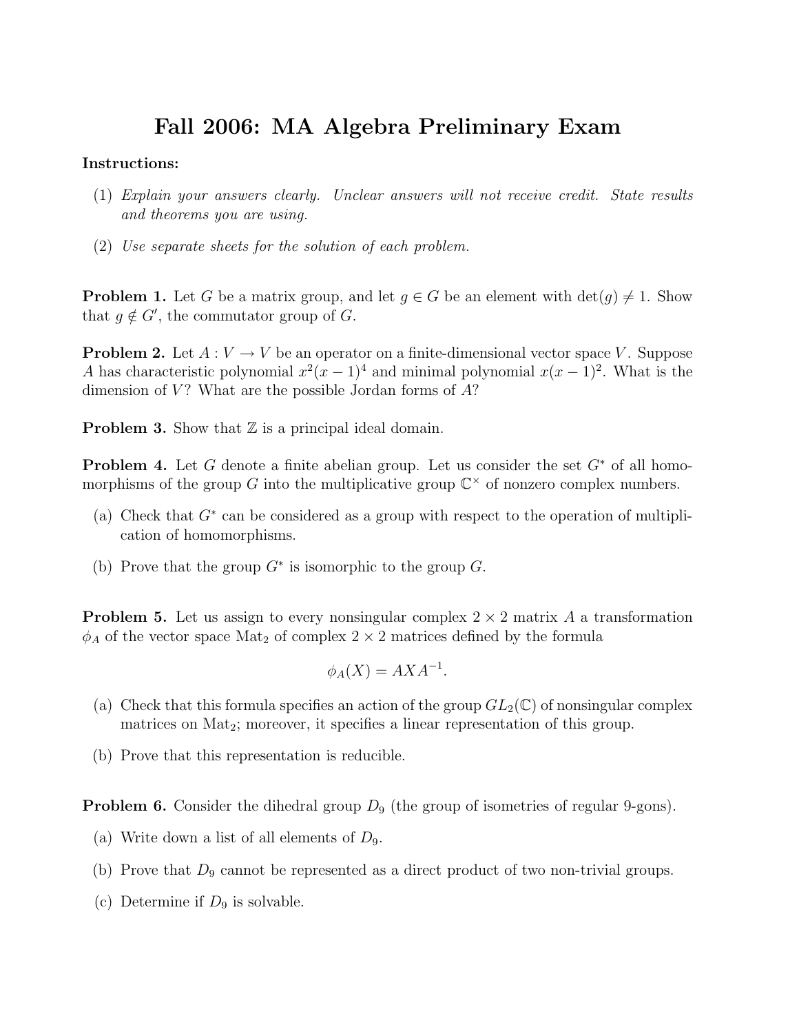# Fall 2006: MA Algebra Preliminary Exam

**Instructions:**

(1) *Explain your answers clearly. Unclear answers will not receive credit. State results and theorems you are using.*

(2) *Use separate sheets for the solution of each problem.*

**Problem 1.** Let $G$ be a matrix group, and let $g \in G$ be an element with $\det(g) \neq 1$. Show that $g \notin G'$, the commutator group of $G$.

**Problem 2.** Let $A : V \to V$ be an operator on a finite-dimensional vector space $V$. Suppose $A$ has characteristic polynomial $x^2(x-1)^4$ and minimal polynomial $x(x-1)^2$. What is the dimension of $V$? What are the possible Jordan forms of $A$?

**Problem 3.** Show that $\mathbb{Z}$ is a principal ideal domain.

**Problem 4.** Let $G$ denote a finite abelian group. Let us consider the set $G^*$ of all homomorphisms of the group $G$ into the multiplicative group $\mathbb{C}^\times$ of nonzero complex numbers.

(a) Check that $G^*$ can be considered as a group with respect to the operation of multiplication of homomorphisms.

(b) Prove that the group $G^*$ is isomorphic to the group $G$.

**Problem 5.** Let us assign to every nonsingular complex $2 \times 2$ matrix $A$ a transformation $\phi_A$ of the vector space $\text{Mat}_2$ of complex $2 \times 2$ matrices defined by the formula

$$\phi_A(X) = AXA^{-1}.$$

(a) Check that this formula specifies an action of the group $GL_2(\mathbb{C})$ of nonsingular complex matrices on $\text{Mat}_2$; moreover, it specifies a linear representation of this group.

(b) Prove that this representation is reducible.

**Problem 6.** Consider the dihedral group $D_9$ (the group of isometries of regular 9-gons).

(a) Write down a list of all elements of $D_9$.

(b) Prove that $D_9$ cannot be represented as a direct product of two non-trivial groups.

(c) Determine if $D_9$ is solvable.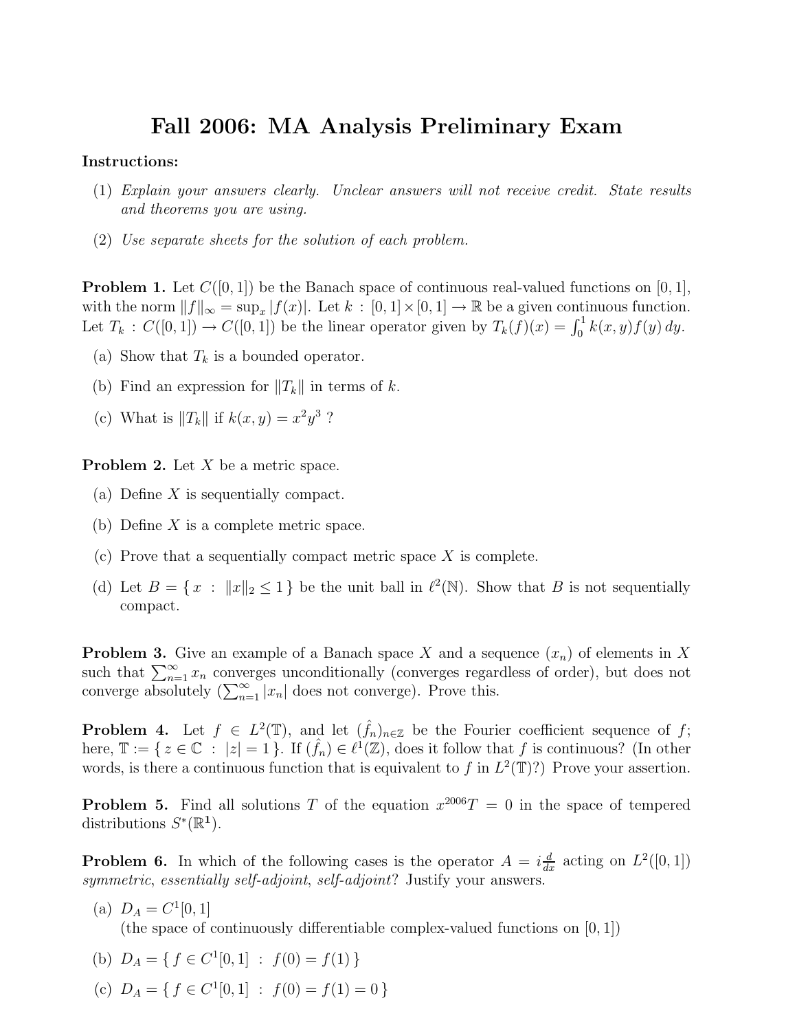# Fall 2006: MA Analysis Preliminary Exam

**Instructions:**

(1) *Explain your answers clearly. Unclear answers will not receive credit. State results and theorems you are using.*

(2) *Use separate sheets for the solution of each problem.*

**Problem 1.** Let $C([0,1])$ be the Banach space of continuous real-valued functions on $[0,1]$, with the norm $\|f\|_\infty = \sup_x |f(x)|$. Let $k : [0,1] \times [0,1] \to \mathbb{R}$ be a given continuous function. Let $T_k : C([0,1]) \to C([0,1])$ be the linear operator given by $T_k(f)(x) = \int_0^1 k(x,y) f(y)\,dy$.

(a) Show that $T_k$ is a bounded operator.

(b) Find an expression for $\|T_k\|$ in terms of $k$.

(c) What is $\|T_k\|$ if $k(x,y) = x^2 y^3$ ?

**Problem 2.** Let $X$ be a metric space.

(a) Define $X$ is sequentially compact.

(b) Define $X$ is a complete metric space.

(c) Prove that a sequentially compact metric space $X$ is complete.

(d) Let $B = \{ x \ : \ \|x\|_2 \leq 1 \}$ be the unit ball in $\ell^2(\mathbb{N})$. Show that $B$ is not sequentially compact.

**Problem 3.** Give an example of a Banach space $X$ and a sequence $(x_n)$ of elements in $X$ such that $\sum_{n=1}^{\infty} x_n$ converges unconditionally (converges regardless of order), but does not converge absolutely ($\sum_{n=1}^{\infty} |x_n|$ does not converge). Prove this.

**Problem 4.** Let $f \in L^2(\mathbb{T})$, and let $(\hat{f}_n)_{n \in \mathbb{Z}}$ be the Fourier coefficient sequence of $f$; here, $\mathbb{T} := \{ z \in \mathbb{C} \ : \ |z| = 1 \}$. If $(\hat{f}_n) \in \ell^1(\mathbb{Z})$, does it follow that $f$ is continuous? (In other words, is there a continuous function that is equivalent to $f$ in $L^2(\mathbb{T})$?) Prove your assertion.

**Problem 5.** Find all solutions $T$ of the equation $x^{2006} T = 0$ in the space of tempered distributions $S^*(\mathbb{R}^1)$.

**Problem 6.** In which of the following cases is the operator $A = i\frac{d}{dx}$ acting on $L^2([0,1])$ *symmetric*, *essentially self-adjoint*, *self-adjoint*? Justify your answers.

(a) $D_A = C^1[0,1]$
(the space of continuously differentiable complex-valued functions on $[0,1]$)

(b) $D_A = \{ f \in C^1[0,1] \ : \ f(0) = f(1) \}$

(c) $D_A = \{ f \in C^1[0,1] \ : \ f(0) = f(1) = 0 \}$